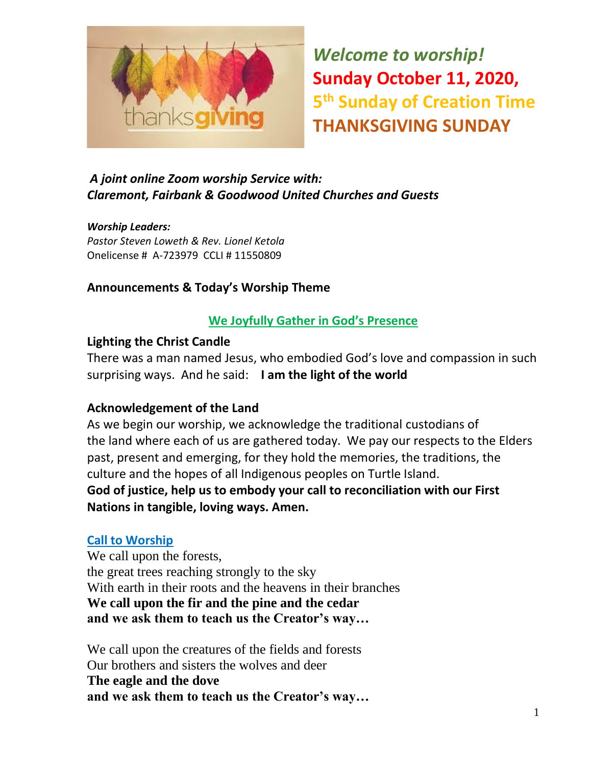*Welcome to worship!*
**Sunday October 11, 2020,**
**5th Sunday of Creation Time**
**THANKSGIVING SUNDAY**

***A joint online Zoom worship Service with:***
***Claremont, Fairbank & Goodwood United Churches and Guests***

***Worship Leaders:***
*Pastor Steven Loweth & Rev. Lionel Ketola*
Onelicense # A-723979 CCLI # 11550809

**Announcements & Today's Worship Theme**

## We Joyfully Gather in God's Presence

**Lighting the Christ Candle**
There was a man named Jesus, who embodied God's love and compassion in such surprising ways. And he said: **I am the light of the world**

**Acknowledgement of the Land**
As we begin our worship, we acknowledge the traditional custodians of the land where each of us are gathered today. We pay our respects to the Elders past, present and emerging, for they hold the memories, the traditions, the culture and the hopes of all Indigenous peoples on Turtle Island.
**God of justice, help us to embody your call to reconciliation with our First Nations in tangible, loving ways. Amen.**

### Call to Worship
We call upon the forests,
the great trees reaching strongly to the sky
With earth in their roots and the heavens in their branches
**We call upon the fir and the pine and the cedar**
**and we ask them to teach us the Creator's way…**

We call upon the creatures of the fields and forests
Our brothers and sisters the wolves and deer
**The eagle and the dove**
**and we ask them to teach us the Creator's way…**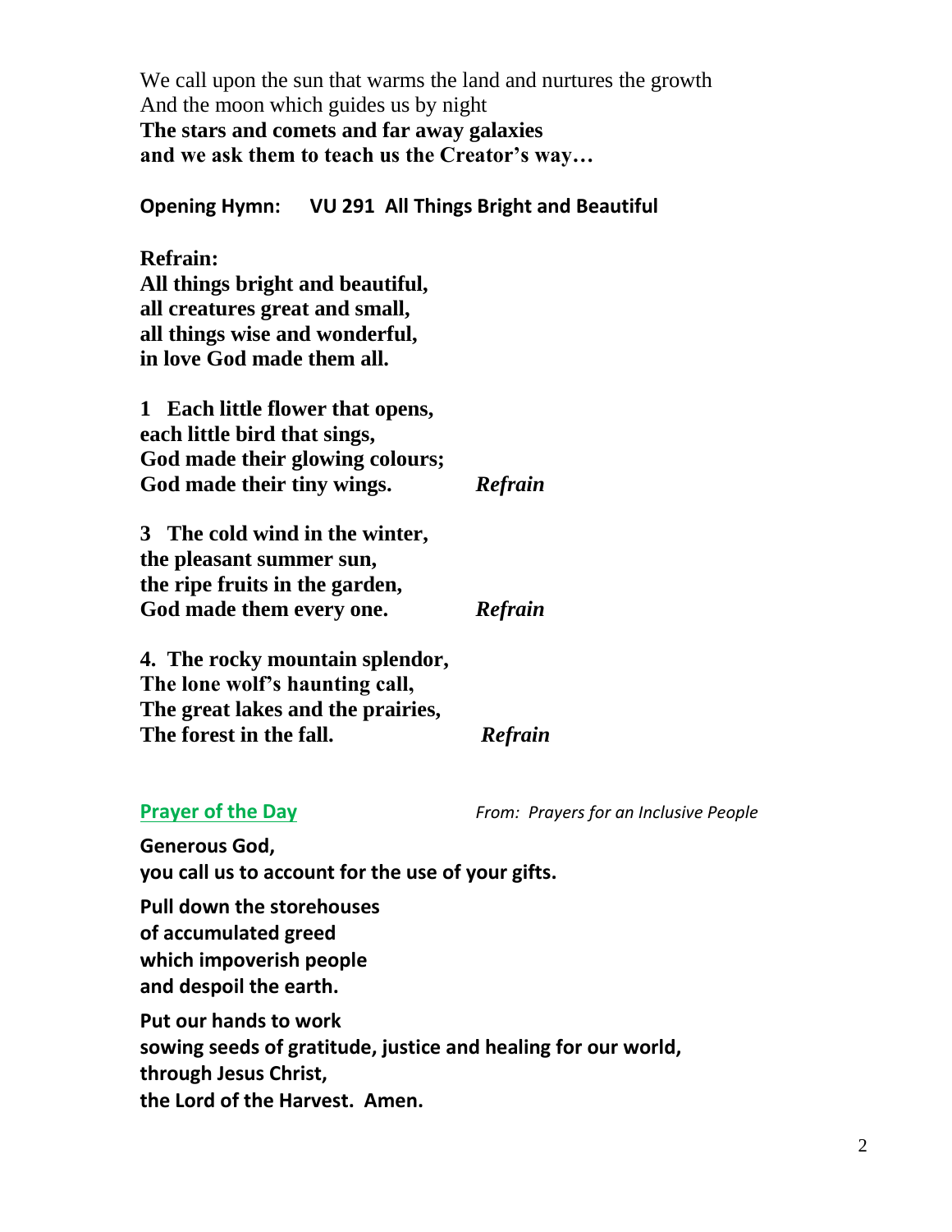We call upon the sun that warms the land and nurtures the growth
And the moon which guides us by night
**The stars and comets and far away galaxies**
**and we ask them to teach us the Creator's way…**

**Opening Hymn: VU 291 All Things Bright and Beautiful**

**Refrain:**
**All things bright and beautiful,**
**all creatures great and small,**
**all things wise and wonderful,**
**in love God made them all.**

**1 Each little flower that opens,**
**each little bird that sings,**
**God made their glowing colours;**
**God made their tiny wings.** ***Refrain***

**3 The cold wind in the winter,**
**the pleasant summer sun,**
**the ripe fruits in the garden,**
**God made them every one.** ***Refrain***

**4. The rocky mountain splendor,**
**The lone wolf's haunting call,**
**The great lakes and the prairies,**
**The forest in the fall.** ***Refrain***

**Prayer of the Day** *From: Prayers for an Inclusive People*

**Generous God,**
**you call us to account for the use of your gifts.**

**Pull down the storehouses**
**of accumulated greed**
**which impoverish people**
**and despoil the earth.**

**Put our hands to work**
**sowing seeds of gratitude, justice and healing for our world,**
**through Jesus Christ,**
**the Lord of the Harvest. Amen.**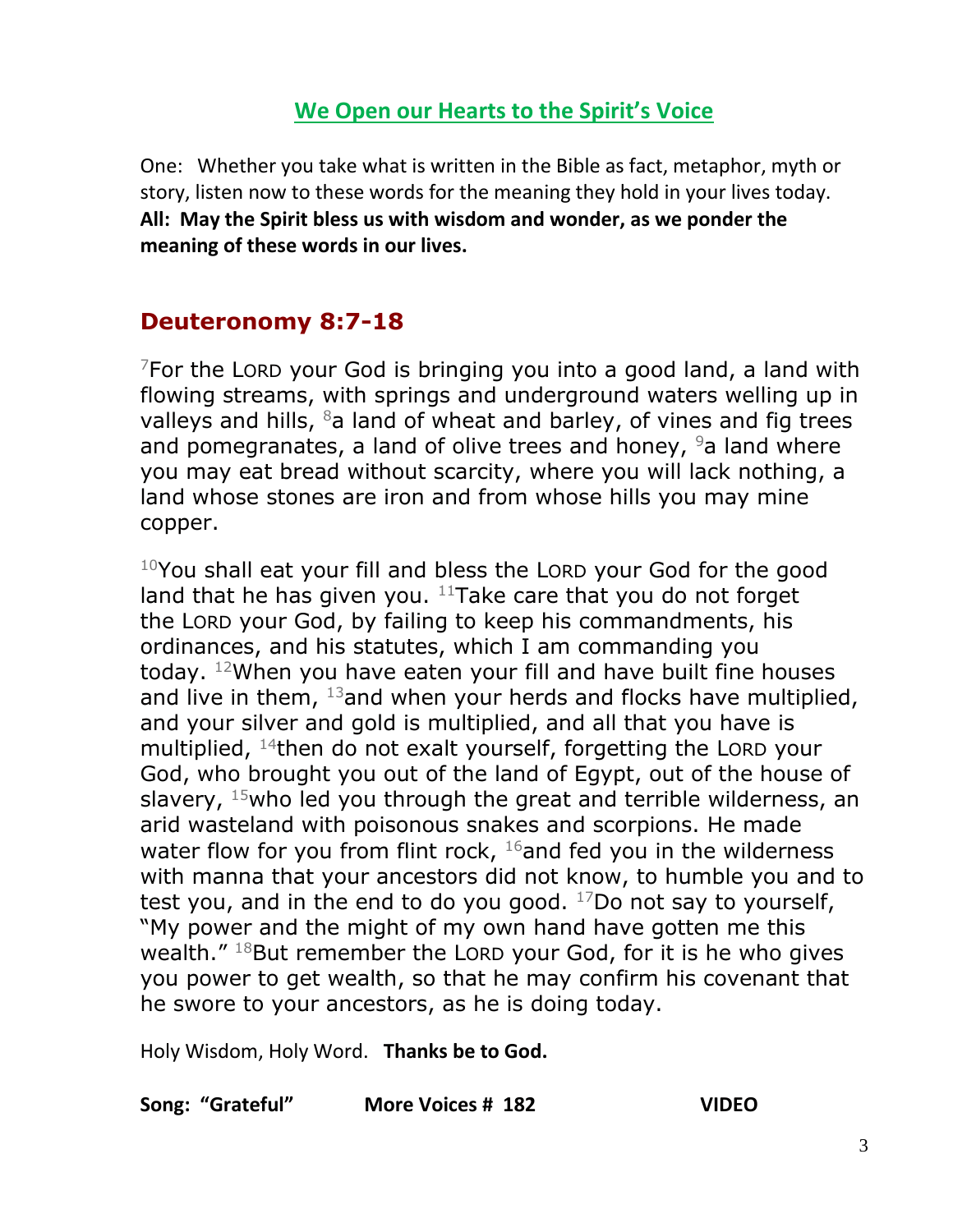## We Open our Hearts to the Spirit's Voice

One: Whether you take what is written in the Bible as fact, metaphor, myth or story, listen now to these words for the meaning they hold in your lives today.
**All: May the Spirit bless us with wisdom and wonder, as we ponder the meaning of these words in our lives.**

## Deuteronomy 8:7-18

[7]For the LORD your God is bringing you into a good land, a land with flowing streams, with springs and underground waters welling up in valleys and hills, [8]a land of wheat and barley, of vines and fig trees and pomegranates, a land of olive trees and honey, [9]a land where you may eat bread without scarcity, where you will lack nothing, a land whose stones are iron and from whose hills you may mine copper.

[10]You shall eat your fill and bless the LORD your God for the good land that he has given you. [11]Take care that you do not forget the LORD your God, by failing to keep his commandments, his ordinances, and his statutes, which I am commanding you today. [12]When you have eaten your fill and have built fine houses and live in them, [13]and when your herds and flocks have multiplied, and your silver and gold is multiplied, and all that you have is multiplied, [14]then do not exalt yourself, forgetting the LORD your God, who brought you out of the land of Egypt, out of the house of slavery, [15]who led you through the great and terrible wilderness, an arid wasteland with poisonous snakes and scorpions. He made water flow for you from flint rock, [16]and fed you in the wilderness with manna that your ancestors did not know, to humble you and to test you, and in the end to do you good. [17]Do not say to yourself, "My power and the might of my own hand have gotten me this wealth." [18]But remember the LORD your God, for it is he who gives you power to get wealth, so that he may confirm his covenant that he swore to your ancestors, as he is doing today.

Holy Wisdom, Holy Word. **Thanks be to God.**

**Song: "Grateful" More Voices # 182 VIDEO**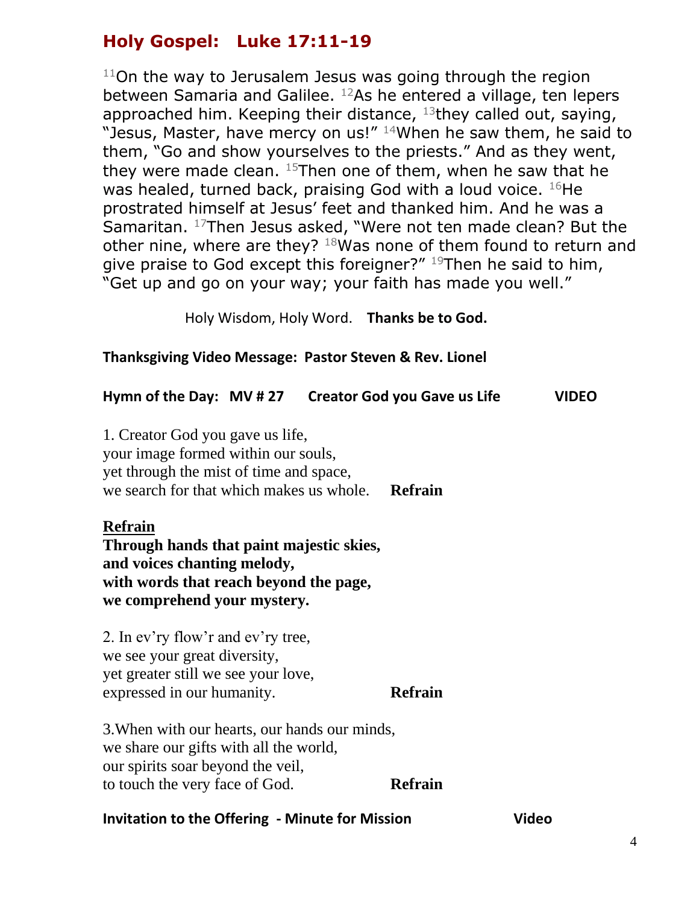## Holy Gospel: Luke 17:11-19

[11]On the way to Jerusalem Jesus was going through the region between Samaria and Galilee. [12]As he entered a village, ten lepers approached him. Keeping their distance, [13]they called out, saying, "Jesus, Master, have mercy on us!" [14]When he saw them, he said to them, "Go and show yourselves to the priests." And as they went, they were made clean. [15]Then one of them, when he saw that he was healed, turned back, praising God with a loud voice. [16]He prostrated himself at Jesus' feet and thanked him. And he was a Samaritan. [17]Then Jesus asked, "Were not ten made clean? But the other nine, where are they? [18]Was none of them found to return and give praise to God except this foreigner?" [19]Then he said to him, "Get up and go on your way; your faith has made you well."

Holy Wisdom, Holy Word. **Thanks be to God.**

**Thanksgiving Video Message: Pastor Steven & Rev. Lionel**

**Hymn of the Day: MV # 27 Creator God you Gave us Life VIDEO**

1. Creator God you gave us life,
your image formed within our souls,
yet through the mist of time and space,
we search for that which makes us whole. **Refrain**

**Refrain**
**Through hands that paint majestic skies,**
**and voices chanting melody,**
**with words that reach beyond the page,**
**we comprehend your mystery.**

2. In ev'ry flow'r and ev'ry tree,
we see your great diversity,
yet greater still we see your love,
expressed in our humanity. **Refrain**

3. When with our hearts, our hands our minds,
we share our gifts with all the world,
our spirits soar beyond the veil,
to touch the very face of God. **Refrain**

**Invitation to the Offering - Minute for Mission Video**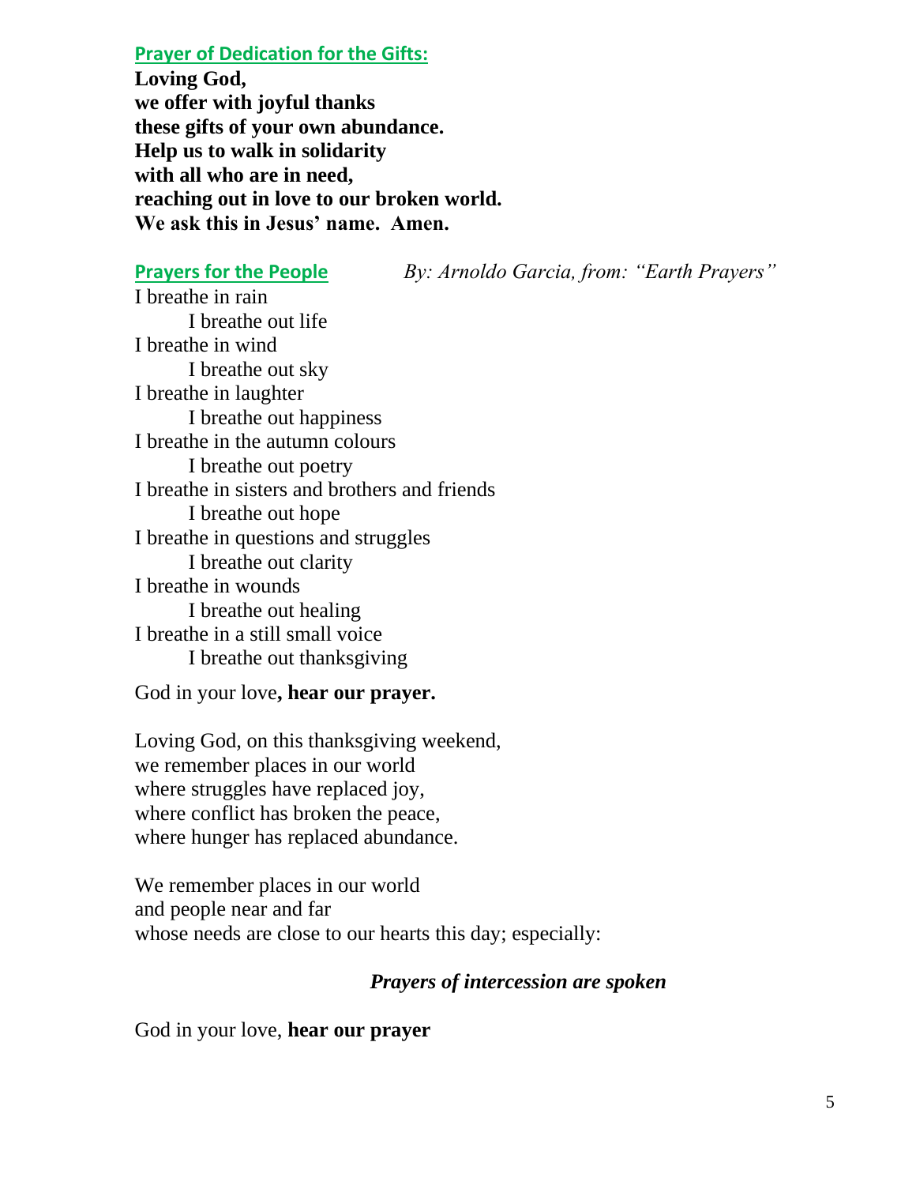## Prayer of Dedication for the Gifts:

**Loving God,**
**we offer with joyful thanks**
**these gifts of your own abundance.**
**Help us to walk in solidarity**
**with all who are in need,**
**reaching out in love to our broken world.**
**We ask this in Jesus' name. Amen.**

## Prayers for the People

*By: Arnoldo Garcia, from: "Earth Prayers"*

I breathe in rain
    I breathe out life
I breathe in wind
    I breathe out sky
I breathe in laughter
    I breathe out happiness
I breathe in the autumn colours
    I breathe out poetry
I breathe in sisters and brothers and friends
    I breathe out hope
I breathe in questions and struggles
    I breathe out clarity
I breathe in wounds
    I breathe out healing
I breathe in a still small voice
    I breathe out thanksgiving

God in your love**, hear our prayer.**

Loving God, on this thanksgiving weekend,
we remember places in our world
where struggles have replaced joy,
where conflict has broken the peace,
where hunger has replaced abundance.

We remember places in our world
and people near and far
whose needs are close to our hearts this day; especially:

***Prayers of intercession are spoken***

God in your love, **hear our prayer**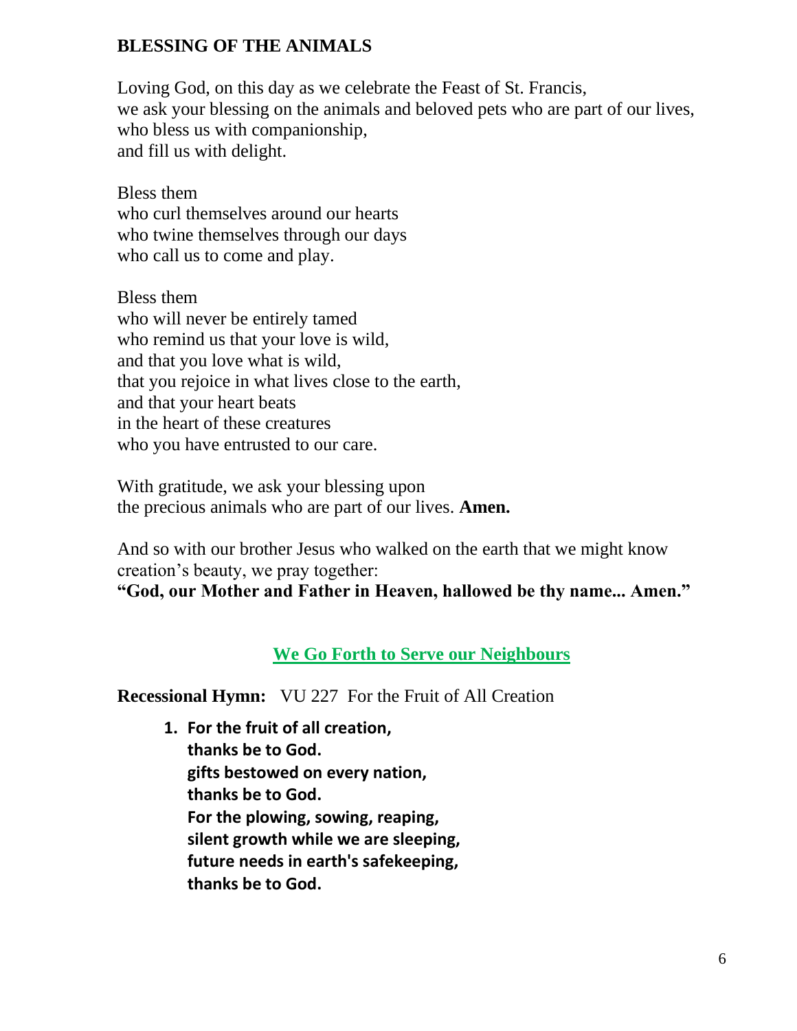## BLESSING OF THE ANIMALS

Loving God, on this day as we celebrate the Feast of St. Francis,
we ask your blessing on the animals and beloved pets who are part of our lives,
who bless us with companionship,
and fill us with delight.

Bless them
who curl themselves around our hearts
who twine themselves through our days
who call us to come and play.

Bless them
who will never be entirely tamed
who remind us that your love is wild,
and that you love what is wild,
that you rejoice in what lives close to the earth,
and that your heart beats
in the heart of these creatures
who you have entrusted to our care.

With gratitude, we ask your blessing upon
the precious animals who are part of our lives. **Amen.**

And so with our brother Jesus who walked on the earth that we might know
creation's beauty, we pray together:
**"God, our Mother and Father in Heaven, hallowed be thy name... Amen."**

## We Go Forth to Serve our Neighbours

**Recessional Hymn:** VU 227 For the Fruit of All Creation

1. **For the fruit of all creation,
   thanks be to God.
   gifts bestowed on every nation,
   thanks be to God.
   For the plowing, sowing, reaping,
   silent growth while we are sleeping,
   future needs in earth's safekeeping,
   thanks be to God.**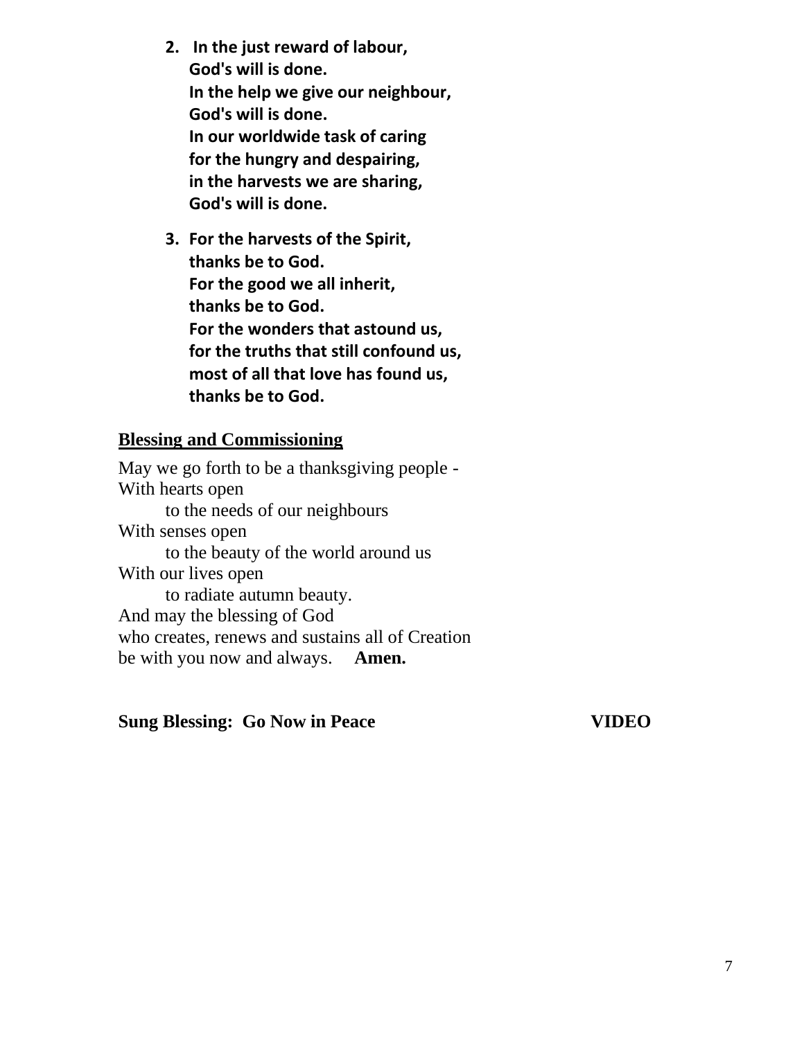2. **In the just reward of labour,**
   **God's will is done.**
   **In the help we give our neighbour,**
   **God's will is done.**
   **In our worldwide task of caring**
   **for the hungry and despairing,**
   **in the harvests we are sharing,**
   **God's will is done.**

3. **For the harvests of the Spirit,**
   **thanks be to God.**
   **For the good we all inherit,**
   **thanks be to God.**
   **For the wonders that astound us,**
   **for the truths that still confound us,**
   **most of all that love has found us,**
   **thanks be to God.**

## Blessing and Commissioning

May we go forth to be a thanksgiving people -
With hearts open
    to the needs of our neighbours
With senses open
    to the beauty of the world around us
With our lives open
    to radiate autumn beauty.
And may the blessing of God
who creates, renews and sustains all of Creation
be with you now and always. **Amen.**

**Sung Blessing: Go Now in Peace** **VIDEO**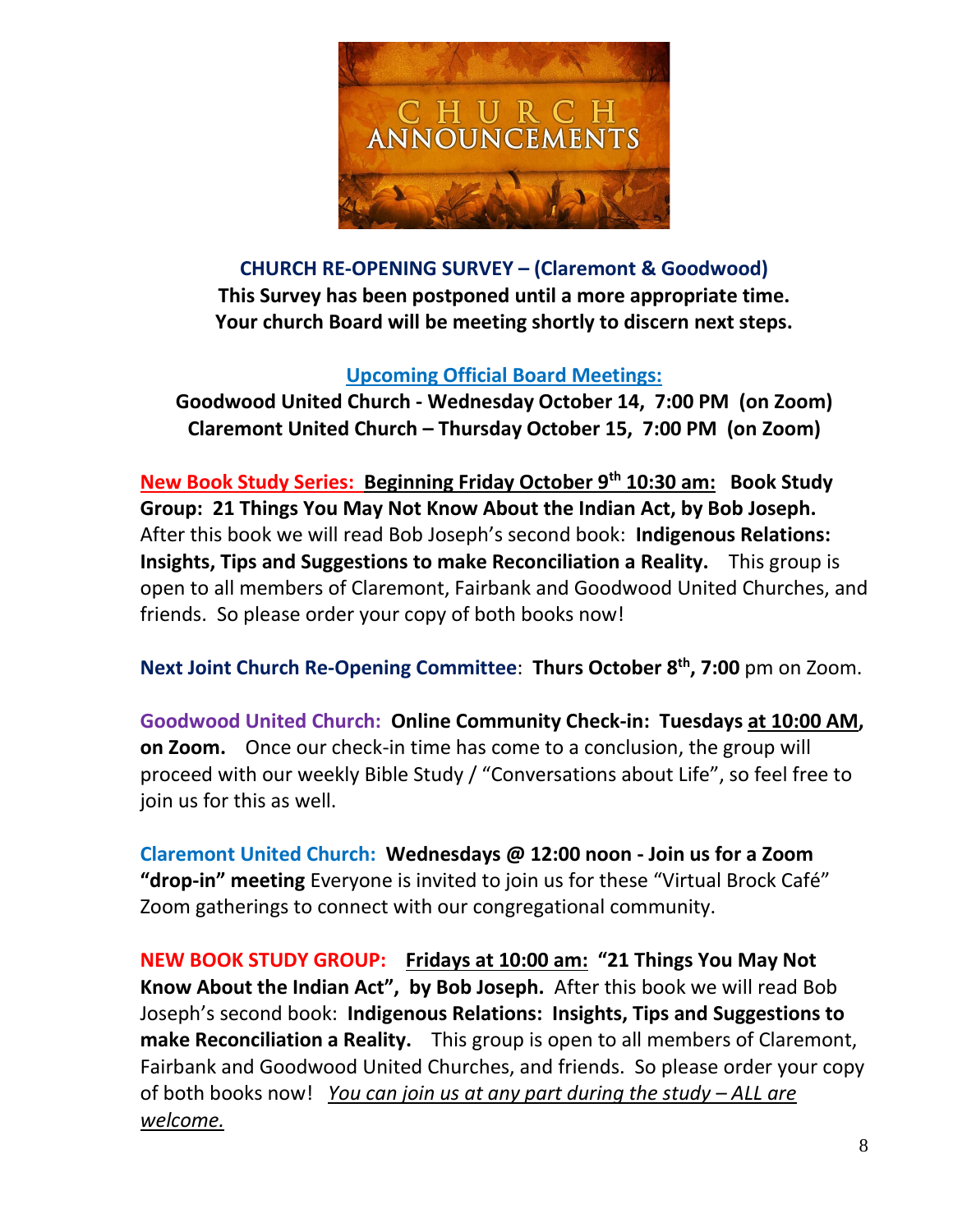# CHURCH ANNOUNCEMENTS

**CHURCH RE-OPENING SURVEY – (Claremont & Goodwood)**
**This Survey has been postponed until a more appropriate time.**
**Your church Board will be meeting shortly to discern next steps.**

**Upcoming Official Board Meetings:**
**Goodwood United Church - Wednesday October 14, 7:00 PM (on Zoom)**
**Claremont United Church – Thursday October 15, 7:00 PM (on Zoom)**

**New Book Study Series: Beginning Friday October 9th 10:30 am: Book Study Group: 21 Things You May Not Know About the Indian Act, by Bob Joseph.** After this book we will read Bob Joseph's second book: **Indigenous Relations: Insights, Tips and Suggestions to make Reconciliation a Reality.** This group is open to all members of Claremont, Fairbank and Goodwood United Churches, and friends. So please order your copy of both books now!

**Next Joint Church Re-Opening Committee**: **Thurs October 8th, 7:00** pm on Zoom.

**Goodwood United Church: Online Community Check-in: Tuesdays at 10:00 AM, on Zoom.** Once our check-in time has come to a conclusion, the group will proceed with our weekly Bible Study / "Conversations about Life", so feel free to join us for this as well.

**Claremont United Church: Wednesdays @ 12:00 noon - Join us for a Zoom "drop-in" meeting** Everyone is invited to join us for these "Virtual Brock Café" Zoom gatherings to connect with our congregational community.

**NEW BOOK STUDY GROUP: Fridays at 10:00 am: "21 Things You May Not Know About the Indian Act", by Bob Joseph.** After this book we will read Bob Joseph's second book: **Indigenous Relations: Insights, Tips and Suggestions to make Reconciliation a Reality.** This group is open to all members of Claremont, Fairbank and Goodwood United Churches, and friends. So please order your copy of both books now! *You can join us at any part during the study – ALL are welcome.*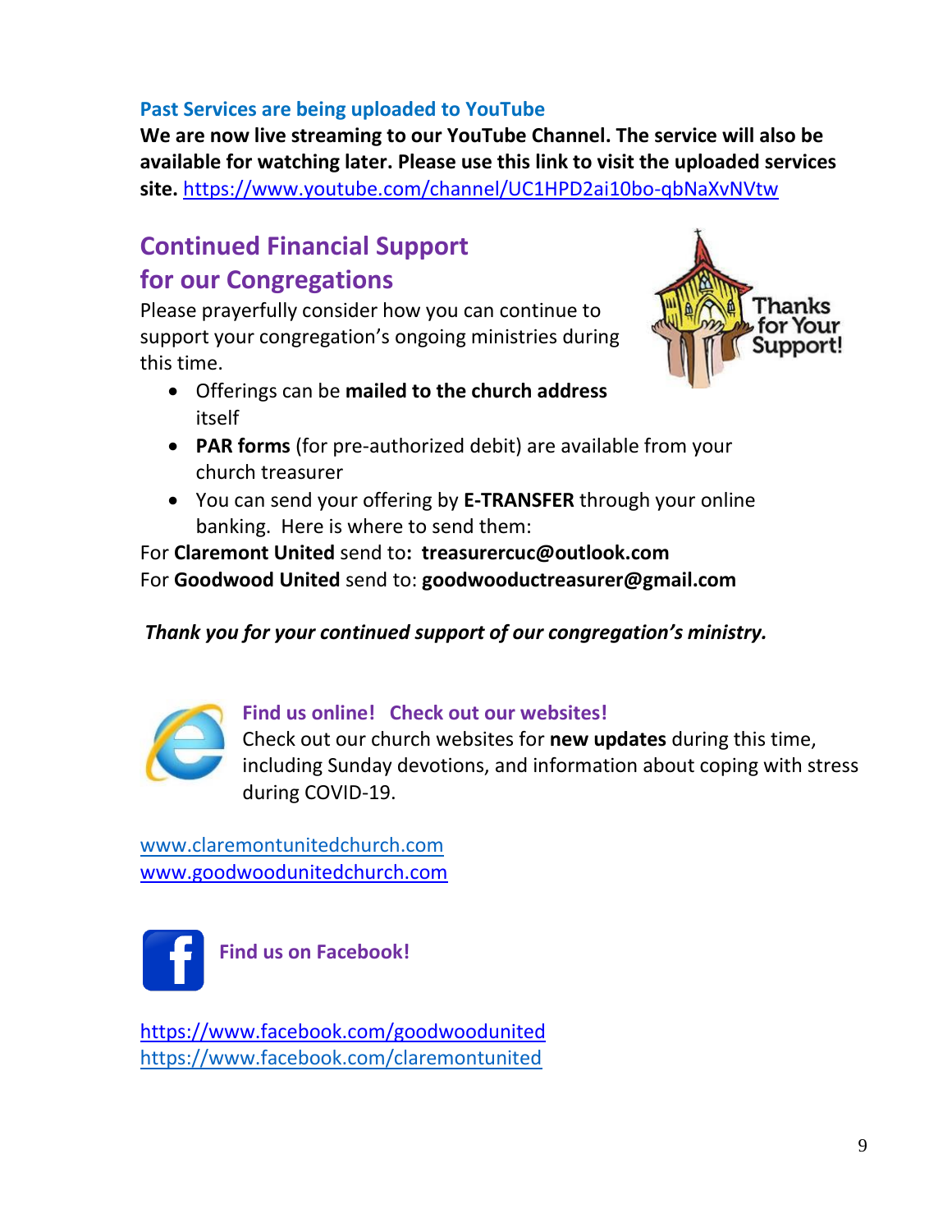### Past Services are being uploaded to YouTube

**We are now live streaming to our YouTube Channel. The service will also be available for watching later. Please use this link to visit the uploaded services site.** https://www.youtube.com/channel/UC1HPD2ai10bo-qbNaXvNVtw

## Continued Financial Support for our Congregations

Please prayerfully consider how you can continue to support your congregation's ongoing ministries during this time.

- Offerings can be **mailed to the church address** itself
- **PAR forms** (for pre-authorized debit) are available from your church treasurer
- You can send your offering by **E-TRANSFER** through your online banking. Here is where to send them:

For **Claremont United** send to**: treasurercuc@outlook.com**
For **Goodwood United** send to: **goodwooductreasurer@gmail.com**

***Thank you for your continued support of our congregation's ministry.***

### Find us online! Check out our websites!

Check out our church websites for **new updates** during this time, including Sunday devotions, and information about coping with stress during COVID-19.

www.claremontunitedchurch.com
www.goodwoodunitedchurch.com

### Find us on Facebook!

https://www.facebook.com/goodwoodunited
https://www.facebook.com/claremontunited